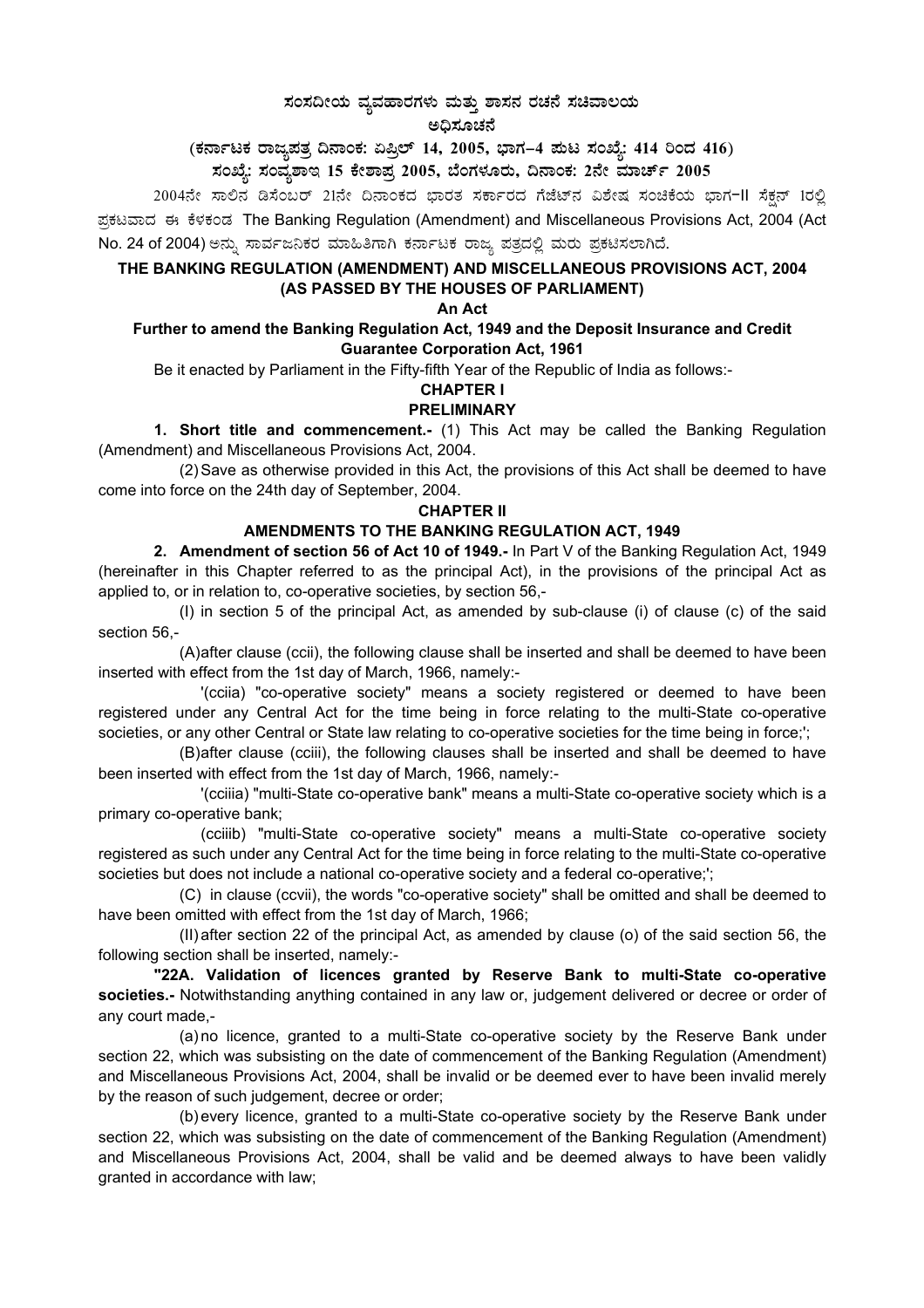# ಸಂಸದೀಯ ವ್ಯವಹಾರಗಳು ಮತ್ತು ಶಾಸನ ರಚನೆ ಸಚಿವಾಲಯ

## ಅಧಿಸೂಚನೆ

### (ಕರ್ನಾಟಕ ರಾಜ್ಯಪತ್ರ ದಿನಾಂಕ: ಏಪ್ರಿಲ್ 14, 2005, ಭಾಗ–4 ಪುಟ ಸಂಖ್ಯೆ: 414 ರಿಂದ 416)

### ಸಂಖ್ಯೆ: ಸಂವ್ಯಶಾಇ 15 ಕೇಶಾಪ್ರ 2005, ಬೆಂಗಳೂರು, ದಿನಾಂಕ: 2ನೇ ಮಾರ್ಚ್ 2005

2004ನೇ ಸಾಲಿನ ಡಿಸೆಂಬರ್ 21ನೇ ದಿನಾಂಕದ ಭಾರತ ಸರ್ಕಾರದ ಗೆಜೆಟ್‌ನ ವಿಶೇಷ ಸಂಚಿಕೆಯ ಭಾಗ-II ಸೆಕ್ಷನ್ 1ರಲ್ಲಿ ಪ್ರಕಟವಾದ ಈ ಕೆಳಕಂಡ The Banking Regulation (Amendment) and Miscellaneous Provisions Act, 2004 (Act No. 24 of 2004) ಅನ್ನು ಸಾರ್ವಜನಿಕರ ಮಾಹಿತಿಗಾಗಿ ಕರ್ನಾಟಕ ರಾಜ್ಯ ಪತ್ರದಲ್ಲಿ ಮರು ಪ್ರಕಟಿಸಲಾಗಿದೆ.

## THE BANKING REGULATION (AMENDMENT) AND MISCELLANEOUS PROVISIONS ACT, 2004 (AS PASSED BY THE HOUSES OF PARLIAMENT)

**An Act**

**Further to amend the Banking Regulation Act, 1949 and the Deposit Insurance and Credit Guarantee Corporation Act, 1961**

Be it enacted by Parliament in the Fifty-fifth Year of the Republic of India as follows:-

## CHAPTER I

## PRELIMINARY

**1. Short title and commencement.-** (1) This Act may be called the Banking Regulation (Amendment) and Miscellaneous Provisions Act, 2004.

(2) Save as otherwise provided in this Act, the provisions of this Act shall be deemed to have come into force on the 24th day of September, 2004.

## CHAPTER II

## AMENDMENTS TO THE BANKING REGULATION ACT, 1949

**2. Amendment of section 56 of Act 10 of 1949.-** In Part V of the Banking Regulation Act, 1949 (hereinafter in this Chapter referred to as the principal Act), in the provisions of the principal Act as applied to, or in relation to, co-operative societies, by section 56,-

(I) in section 5 of the principal Act, as amended by sub-clause (i) of clause (c) of the said section 56,-

(A) after clause (ccii), the following clause shall be inserted and shall be deemed to have been inserted with effect from the 1st day of March, 1966, namely:-

'(cciia) "co-operative society" means a society registered or deemed to have been registered under any Central Act for the time being in force relating to the multi-State co-operative societies, or any other Central or State law relating to co-operative societies for the time being in force;';

(B) after clause (cciii), the following clauses shall be inserted and shall be deemed to have been inserted with effect from the 1st day of March, 1966, namely:-

'(cciiia) "multi-State co-operative bank" means a multi-State co-operative society which is a primary co-operative bank;

(cciiib) "multi-State co-operative society" means a multi-State co-operative society registered as such under any Central Act for the time being in force relating to the multi-State co-operative societies but does not include a national co-operative society and a federal co-operative;';

(C) in clause (ccvii), the words "co-operative society" shall be omitted and shall be deemed to have been omitted with effect from the 1st day of March, 1966;

(II) after section 22 of the principal Act, as amended by clause (o) of the said section 56, the following section shall be inserted, namely:-

**"22A. Validation of licences granted by Reserve Bank to multi-State co-operative societies.-** Notwithstanding anything contained in any law or, judgement delivered or decree or order of any court made,-

(a) no licence, granted to a multi-State co-operative society by the Reserve Bank under section 22, which was subsisting on the date of commencement of the Banking Regulation (Amendment) and Miscellaneous Provisions Act, 2004, shall be invalid or be deemed ever to have been invalid merely by the reason of such judgement, decree or order;

(b) every licence, granted to a multi-State co-operative society by the Reserve Bank under section 22, which was subsisting on the date of commencement of the Banking Regulation (Amendment) and Miscellaneous Provisions Act, 2004, shall be valid and be deemed always to have been validly granted in accordance with law;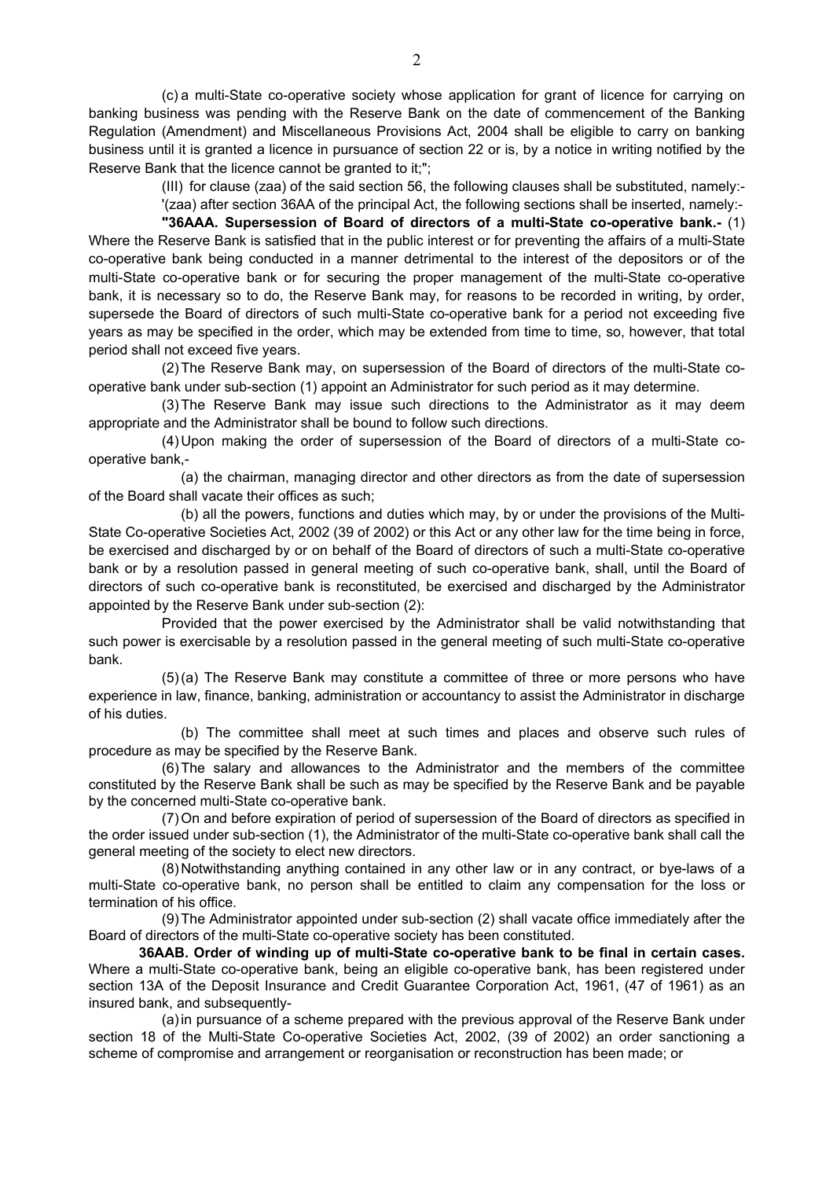(c) a multi-State co-operative society whose application for grant of licence for carrying on banking business was pending with the Reserve Bank on the date of commencement of the Banking Regulation (Amendment) and Miscellaneous Provisions Act, 2004 shall be eligible to carry on banking business until it is granted a licence in pursuance of section 22 or is, by a notice in writing notified by the Reserve Bank that the licence cannot be granted to it;";

(III) for clause (zaa) of the said section 56, the following clauses shall be substituted, namely:-

'(zaa) after section 36AA of the principal Act, the following sections shall be inserted, namely:-

**"36AAA. Supersession of Board of directors of a multi-State co-operative bank.-** (1) Where the Reserve Bank is satisfied that in the public interest or for preventing the affairs of a multi-State co-operative bank being conducted in a manner detrimental to the interest of the depositors or of the multi-State co-operative bank or for securing the proper management of the multi-State co-operative bank, it is necessary so to do, the Reserve Bank may, for reasons to be recorded in writing, by order, supersede the Board of directors of such multi-State co-operative bank for a period not exceeding five years as may be specified in the order, which may be extended from time to time, so, however, that total period shall not exceed five years.

(2) The Reserve Bank may, on supersession of the Board of directors of the multi-State co-operative bank under sub-section (1) appoint an Administrator for such period as it may determine.

(3) The Reserve Bank may issue such directions to the Administrator as it may deem appropriate and the Administrator shall be bound to follow such directions.

(4) Upon making the order of supersession of the Board of directors of a multi-State co-operative bank,-

(a) the chairman, managing director and other directors as from the date of supersession of the Board shall vacate their offices as such;

(b) all the powers, functions and duties which may, by or under the provisions of the Multi-State Co-operative Societies Act, 2002 (39 of 2002) or this Act or any other law for the time being in force, be exercised and discharged by or on behalf of the Board of directors of such a multi-State co-operative bank or by a resolution passed in general meeting of such co-operative bank, shall, until the Board of directors of such co-operative bank is reconstituted, be exercised and discharged by the Administrator appointed by the Reserve Bank under sub-section (2):

Provided that the power exercised by the Administrator shall be valid notwithstanding that such power is exercisable by a resolution passed in the general meeting of such multi-State co-operative bank.

(5) (a) The Reserve Bank may constitute a committee of three or more persons who have experience in law, finance, banking, administration or accountancy to assist the Administrator in discharge of his duties.

(b) The committee shall meet at such times and places and observe such rules of procedure as may be specified by the Reserve Bank.

(6) The salary and allowances to the Administrator and the members of the committee constituted by the Reserve Bank shall be such as may be specified by the Reserve Bank and be payable by the concerned multi-State co-operative bank.

(7) On and before expiration of period of supersession of the Board of directors as specified in the order issued under sub-section (1), the Administrator of the multi-State co-operative bank shall call the general meeting of the society to elect new directors.

(8) Notwithstanding anything contained in any other law or in any contract, or bye-laws of a multi-State co-operative bank, no person shall be entitled to claim any compensation for the loss or termination of his office.

(9) The Administrator appointed under sub-section (2) shall vacate office immediately after the Board of directors of the multi-State co-operative society has been constituted.

**36AAB. Order of winding up of multi-State co-operative bank to be final in certain cases.** Where a multi-State co-operative bank, being an eligible co-operative bank, has been registered under section 13A of the Deposit Insurance and Credit Guarantee Corporation Act, 1961, (47 of 1961) as an insured bank, and subsequently-

(a) in pursuance of a scheme prepared with the previous approval of the Reserve Bank under section 18 of the Multi-State Co-operative Societies Act, 2002, (39 of 2002) an order sanctioning a scheme of compromise and arrangement or reorganisation or reconstruction has been made; or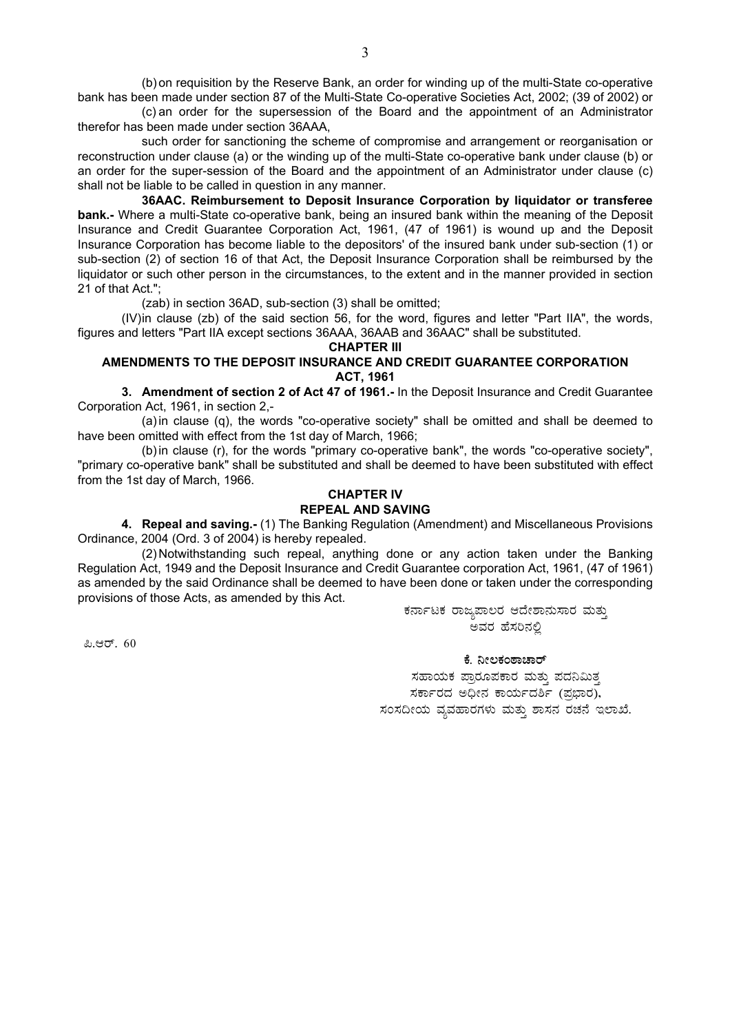(b) on requisition by the Reserve Bank, an order for winding up of the multi-State co-operative bank has been made under section 87 of the Multi-State Co-operative Societies Act, 2002; (39 of 2002) or

(c) an order for the supersession of the Board and the appointment of an Administrator therefor has been made under section 36AAA,

such order for sanctioning the scheme of compromise and arrangement or reorganisation or reconstruction under clause (a) or the winding up of the multi-State co-operative bank under clause (b) or an order for the super-session of the Board and the appointment of an Administrator under clause (c) shall not be liable to be called in question in any manner.

**36AAC. Reimbursement to Deposit Insurance Corporation by liquidator or transferee bank.-** Where a multi-State co-operative bank, being an insured bank within the meaning of the Deposit Insurance and Credit Guarantee Corporation Act, 1961, (47 of 1961) is wound up and the Deposit Insurance Corporation has become liable to the depositors' of the insured bank under sub-section (1) or sub-section (2) of section 16 of that Act, the Deposit Insurance Corporation shall be reimbursed by the liquidator or such other person in the circumstances, to the extent and in the manner provided in section 21 of that Act.";

(zab) in section 36AD, sub-section (3) shall be omitted;

(IV) in clause (zb) of the said section 56, for the word, figures and letter "Part IIA", the words, figures and letters "Part IIA except sections 36AAA, 36AAB and 36AAC" shall be substituted.

## CHAPTER III

## AMENDMENTS TO THE DEPOSIT INSURANCE AND CREDIT GUARANTEE CORPORATION ACT, 1961

**3. Amendment of section 2 of Act 47 of 1961.-** In the Deposit Insurance and Credit Guarantee Corporation Act, 1961, in section 2,-

(a) in clause (q), the words "co-operative society" shall be omitted and shall be deemed to have been omitted with effect from the 1st day of March, 1966;

(b) in clause (r), for the words "primary co-operative bank", the words "co-operative society", "primary co-operative bank" shall be substituted and shall be deemed to have been substituted with effect from the 1st day of March, 1966.

## CHAPTER IV

## REPEAL AND SAVING

**4. Repeal and saving.-** (1) The Banking Regulation (Amendment) and Miscellaneous Provisions Ordinance, 2004 (Ord. 3 of 2004) is hereby repealed.

(2) Notwithstanding such repeal, anything done or any action taken under the Banking Regulation Act, 1949 and the Deposit Insurance and Credit Guarantee corporation Act, 1961, (47 of 1961) as amended by the said Ordinance shall be deemed to have been done or taken under the corresponding provisions of those Acts, as amended by this Act.

ಕರ್ನಾಟಕ ರಾಜ್ಯಪಾಲರ ಆದೇಶಾನುಸಾರ ಮತ್ತು
ಅವರ ಹೆಸರಿನಲ್ಲಿ

ಪಿ.ಆರ್. 60

**ಕೆ. ನೀಲಕಂಠಾಚಾರ್**

ಸಹಾಯಕ ಪ್ರಾರೂಪಕಾರ ಮತ್ತು ಪದನಿಮಿತ್ತ
ಸರ್ಕಾರದ ಅಧೀನ ಕಾರ್ಯದರ್ಶಿ (ಪ್ರಭಾರ),
ಸಂಸದೀಯ ವ್ಯವಹಾರಗಳು ಮತ್ತು ಶಾಸನ ರಚನೆ ಇಲಾಖೆ.